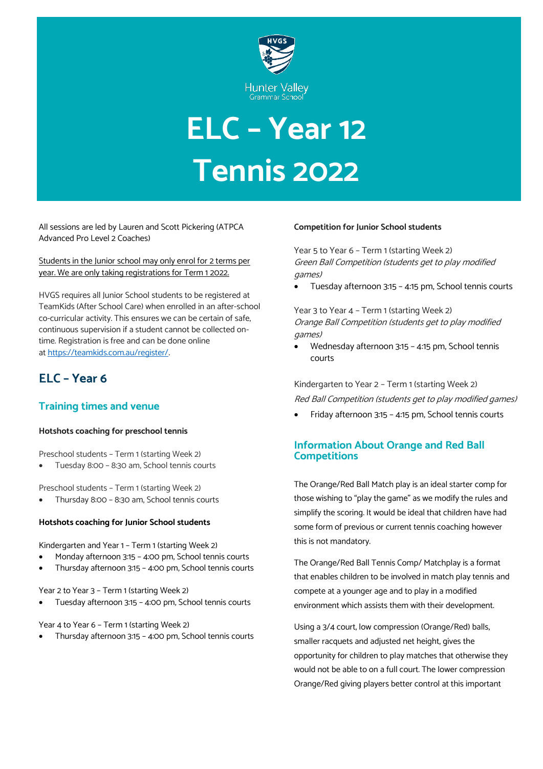Hunter Valley Grammar School

# ELC – Year 12 Tennis 2022

All sessions are led by Lauren and Scott Pickering (ATPCA Advanced Pro Level 2 Coaches)

Students in the Junior school may only enrol for 2 terms per year. We are only taking registrations for Term 1 2022.

HVGS requires all Junior School students to be registered at TeamKids (After School Care) when enrolled in an after-school co-curricular activity. This ensures we can be certain of safe, continuous supervision if a student cannot be collected on-time. Registration is free and can be done online at https://teamkids.com.au/register/.

## ELC – Year 6

### Training times and venue

**Hotshots coaching for preschool tennis**

Preschool students – Term 1 (starting Week 2)

- Tuesday 8:00 – 8:30 am, School tennis courts

Preschool students – Term 1 (starting Week 2)

- Thursday 8:00 – 8:30 am, School tennis courts

**Hotshots coaching for Junior School students**

Kindergarten and Year 1 – Term 1 (starting Week 2)

- Monday afternoon 3:15 – 4:00 pm, School tennis courts
- Thursday afternoon 3:15 – 4:00 pm, School tennis courts

Year 2 to Year 3 – Term 1 (starting Week 2)

- Tuesday afternoon 3:15 – 4:00 pm, School tennis courts

Year 4 to Year 6 – Term 1 (starting Week 2)

- Thursday afternoon 3:15 – 4:00 pm, School tennis courts

**Competition for Junior School students**

Year 5 to Year 6 – Term 1 (starting Week 2)
*Green Ball Competition (students get to play modified games)*

- Tuesday afternoon 3:15 – 4:15 pm, School tennis courts

Year 3 to Year 4 – Term 1 (starting Week 2)
*Orange Ball Competition (students get to play modified games)*

- Wednesday afternoon 3:15 – 4:15 pm, School tennis courts

Kindergarten to Year 2 – Term 1 (starting Week 2)
*Red Ball Competition (students get to play modified games)*

- Friday afternoon 3:15 – 4:15 pm, School tennis courts

### Information About Orange and Red Ball Competitions

The Orange/Red Ball Match play is an ideal starter comp for those wishing to "play the game" as we modify the rules and simplify the scoring. It would be ideal that children have had some form of previous or current tennis coaching however this is not mandatory.

The Orange/Red Ball Tennis Comp/ Matchplay is a format that enables children to be involved in match play tennis and compete at a younger age and to play in a modified environment which assists them with their development.

Using a 3/4 court, low compression (Orange/Red) balls, smaller racquets and adjusted net height, gives the opportunity for children to play matches that otherwise they would not be able to on a full court. The lower compression Orange/Red giving players better control at this important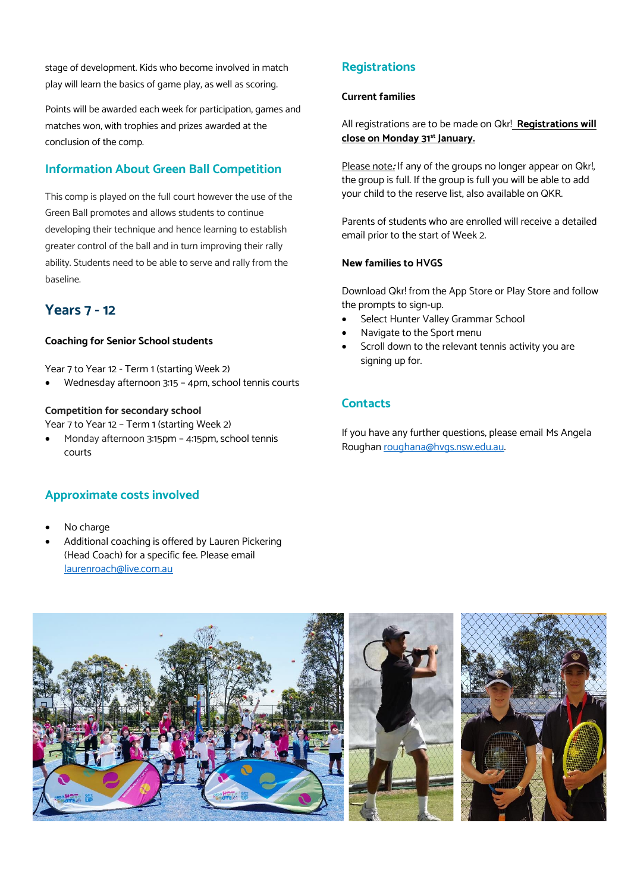stage of development. Kids who become involved in match play will learn the basics of game play, as well as scoring.

Points will be awarded each week for participation, games and matches won, with trophies and prizes awarded at the conclusion of the comp.

### Information About Green Ball Competition

This comp is played on the full court however the use of the Green Ball promotes and allows students to continue developing their technique and hence learning to establish greater control of the ball and in turn improving their rally ability. Students need to be able to serve and rally from the baseline.

## Years 7 - 12

**Coaching for Senior School students**

Year 7 to Year 12 - Term 1 (starting Week 2)

- Wednesday afternoon 3:15 – 4pm, school tennis courts

**Competition for secondary school**

Year 7 to Year 12 – Term 1 (starting Week 2)

- Monday afternoon 3:15pm – 4:15pm, school tennis courts

### Approximate costs involved

- No charge
- Additional coaching is offered by Lauren Pickering (Head Coach) for a specific fee. Please email laurenroach@live.com.au

### Registrations

**Current families**

All registrations are to be made on Qkr! **Registrations will close on Monday 31st January.**

Please note*:* If any of the groups no longer appear on Qkr!, the group is full. If the group is full you will be able to add your child to the reserve list, also available on QKR.

Parents of students who are enrolled will receive a detailed email prior to the start of Week 2.

**New families to HVGS**

Download Qkr! from the App Store or Play Store and follow the prompts to sign-up.

- Select Hunter Valley Grammar School
- Navigate to the Sport menu
- Scroll down to the relevant tennis activity you are signing up for.

### Contacts

If you have any further questions, please email Ms Angela Roughan roughana@hvgs.nsw.edu.au.